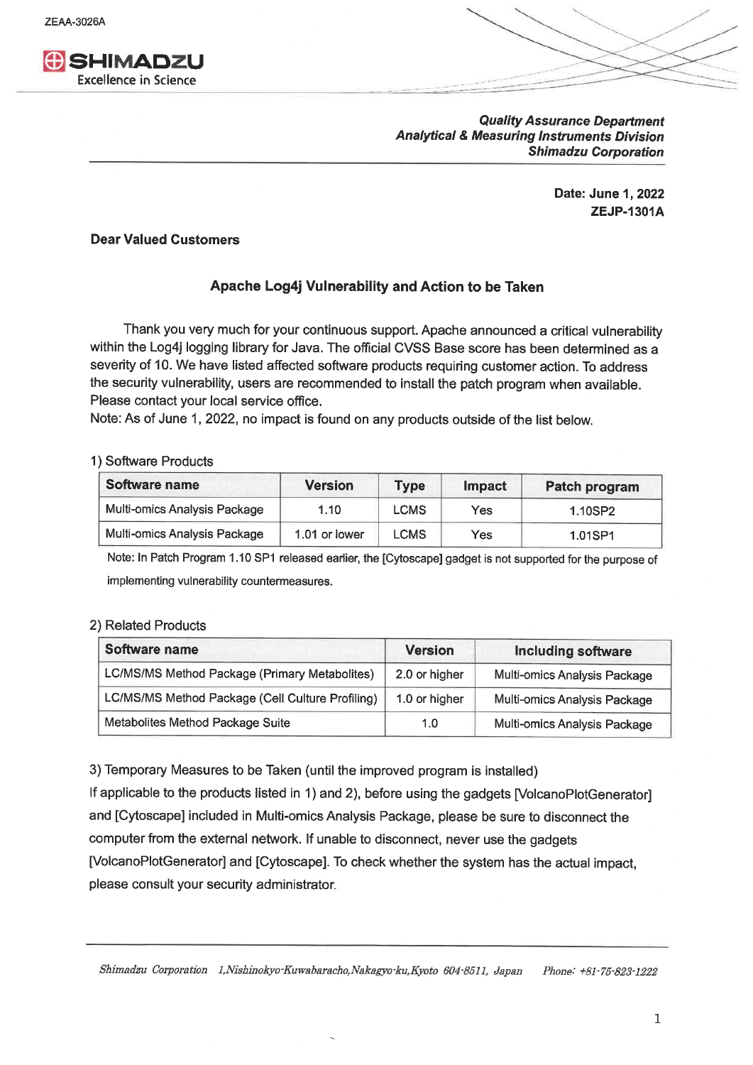ZEAA-3026A

**SHIMADZU**
Excellence in Science

***Quality Assurance Department***
***Analytical & Measuring Instruments Division***
***Shimadzu Corporation***

**Date: June 1, 2022**
**ZEJP-1301A**

**Dear Valued Customers**

## Apache Log4j Vulnerability and Action to be Taken

Thank you very much for your continuous support. Apache announced a critical vulnerability within the Log4j logging library for Java. The official CVSS Base score has been determined as a severity of 10. We have listed affected software products requiring customer action. To address the security vulnerability, users are recommended to install the patch program when available. Please contact your local service office.

Note: As of June 1, 2022, no impact is found on any products outside of the list below.

1) Software Products

| Software name | Version | Type | Impact | Patch program |
|---|---|---|---|---|
| Multi-omics Analysis Package | 1.10 | LCMS | Yes | 1.10SP2 |
| Multi-omics Analysis Package | 1.01 or lower | LCMS | Yes | 1.01SP1 |

Note: In Patch Program 1.10 SP1 released earlier, the [Cytoscape] gadget is not supported for the purpose of implementing vulnerability countermeasures.

2) Related Products

| Software name | Version | Including software |
|---|---|---|
| LC/MS/MS Method Package (Primary Metabolites) | 2.0 or higher | Multi-omics Analysis Package |
| LC/MS/MS Method Package (Cell Culture Profiling) | 1.0 or higher | Multi-omics Analysis Package |
| Metabolites Method Package Suite | 1.0 | Multi-omics Analysis Package |

3) Temporary Measures to be Taken (until the improved program is installed)

If applicable to the products listed in 1) and 2), before using the gadgets [VolcanoPlotGenerator] and [Cytoscape] included in Multi-omics Analysis Package, please be sure to disconnect the computer from the external network. If unable to disconnect, never use the gadgets [VolcanoPlotGenerator] and [Cytoscape]. To check whether the system has the actual impact, please consult your security administrator.

*Shimadzu Corporation 1,Nishinokyo-Kuwabaracho,Nakagyo-ku,Kyoto 604-8511, Japan Phone: +81-75-823-1222*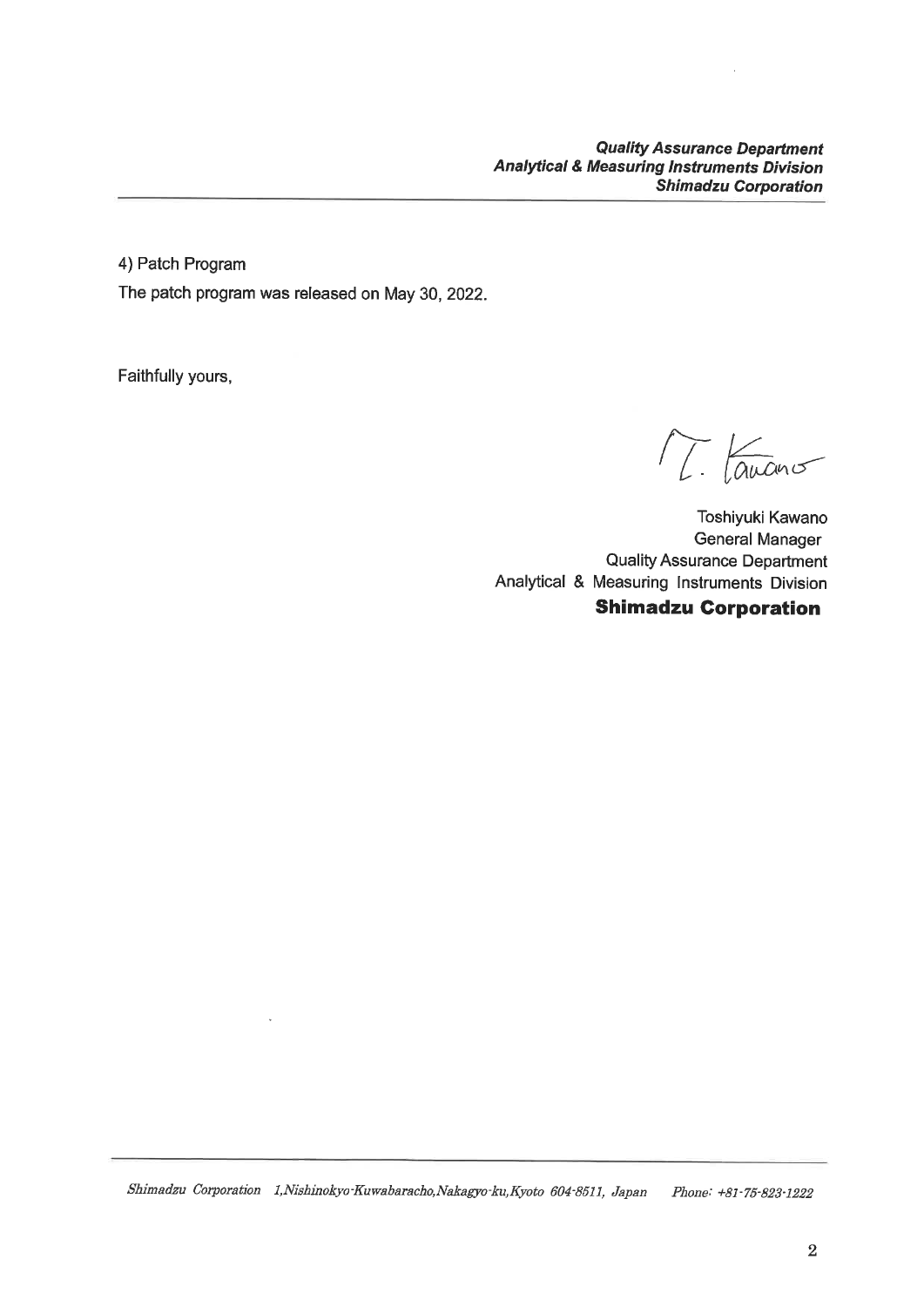4) Patch Program

The patch program was released on May 30, 2022.

Faithfully yours,

T. Kawano

Toshiyuki Kawano
General Manager
Quality Assurance Department
Analytical & Measuring Instruments Division
**Shimadzu Corporation**